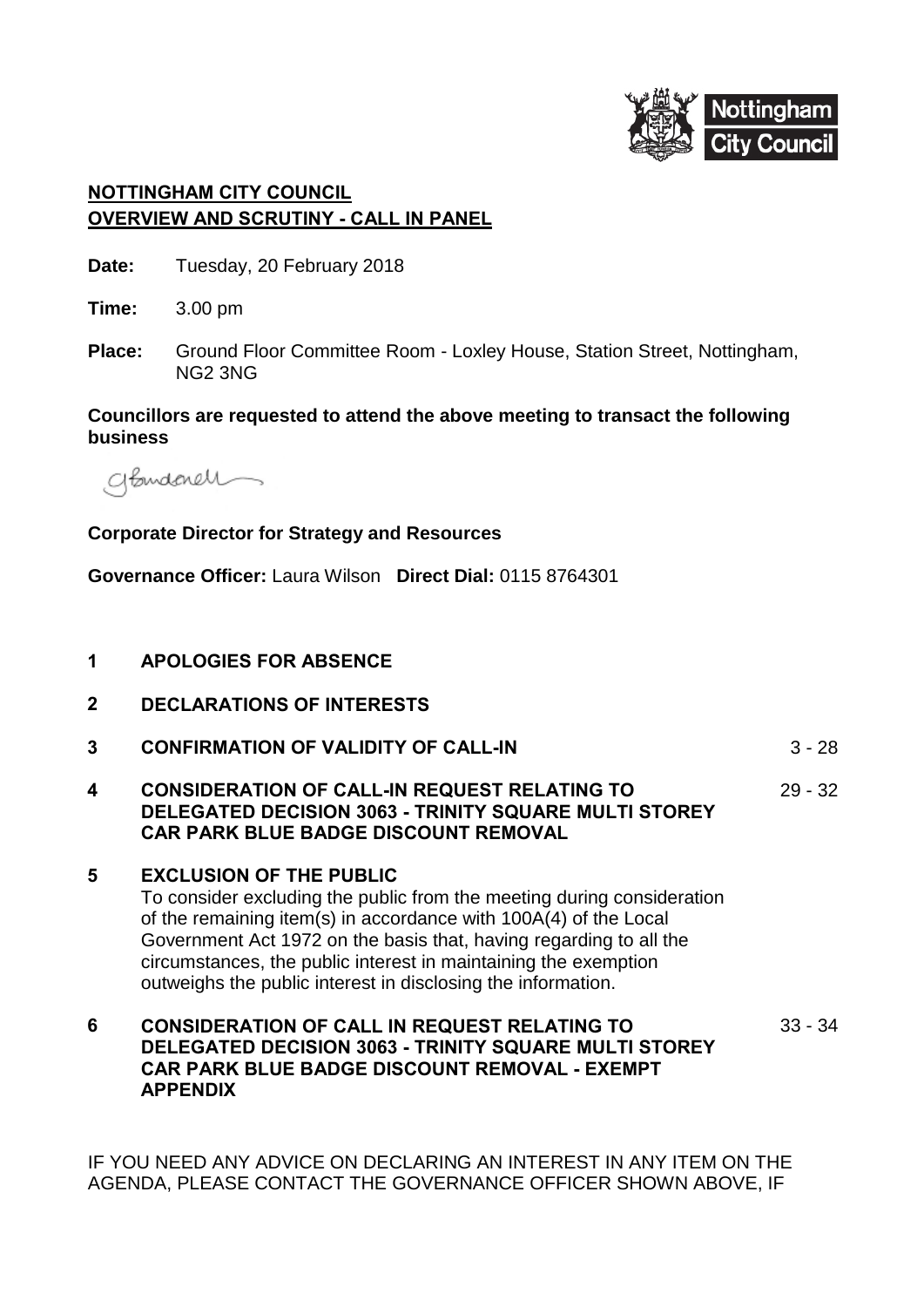# NOTTINGHAM CITY COUNCIL
## OVERVIEW AND SCRUTINY - CALL IN PANEL

**Date:** Tuesday, 20 February 2018

**Time:** 3.00 pm

**Place:** Ground Floor Committee Room - Loxley House, Station Street, Nottingham, NG2 3NG

**Councillors are requested to attend the above meeting to transact the following business**

**Corporate Director for Strategy and Resources**

**Governance Officer:** Laura Wilson **Direct Dial:** 0115 8764301

| | | |
|---|---|---|
| **1** | **APOLOGIES FOR ABSENCE** | |
| **2** | **DECLARATIONS OF INTERESTS** | |
| **3** | **CONFIRMATION OF VALIDITY OF CALL-IN** | 3 - 28 |
| **4** | **CONSIDERATION OF CALL-IN REQUEST RELATING TO DELEGATED DECISION 3063 - TRINITY SQUARE MULTI STOREY CAR PARK BLUE BADGE DISCOUNT REMOVAL** | 29 - 32 |
| **5** | **EXCLUSION OF THE PUBLIC**<br>To consider excluding the public from the meeting during consideration of the remaining item(s) in accordance with 100A(4) of the Local Government Act 1972 on the basis that, having regarding to all the circumstances, the public interest in maintaining the exemption outweighs the public interest in disclosing the information. | |
| **6** | **CONSIDERATION OF CALL IN REQUEST RELATING TO DELEGATED DECISION 3063 - TRINITY SQUARE MULTI STOREY CAR PARK BLUE BADGE DISCOUNT REMOVAL - EXEMPT APPENDIX** | 33 - 34 |

IF YOU NEED ANY ADVICE ON DECLARING AN INTEREST IN ANY ITEM ON THE AGENDA, PLEASE CONTACT THE GOVERNANCE OFFICER SHOWN ABOVE, IF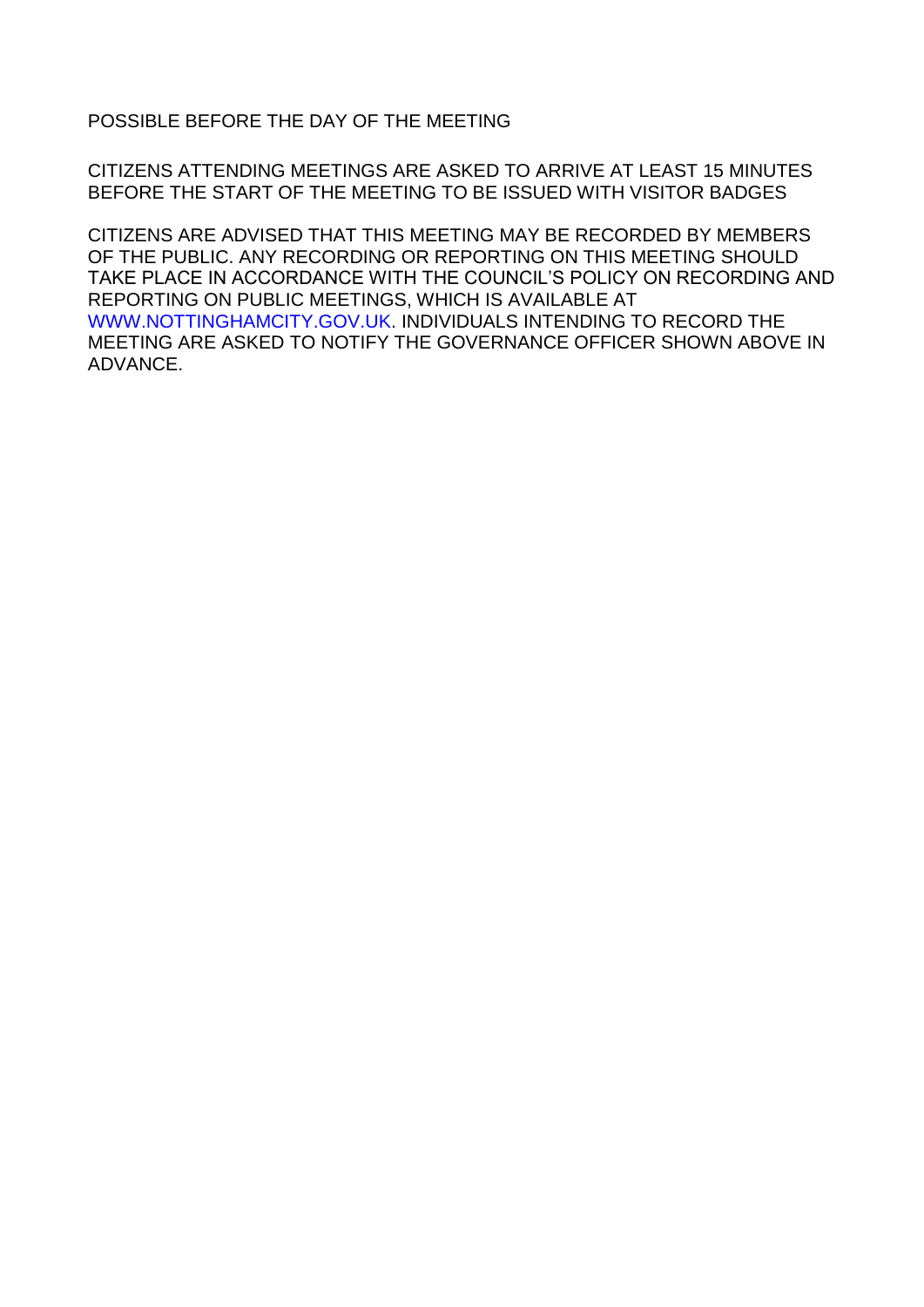POSSIBLE BEFORE THE DAY OF THE MEETING

CITIZENS ATTENDING MEETINGS ARE ASKED TO ARRIVE AT LEAST 15 MINUTES BEFORE THE START OF THE MEETING TO BE ISSUED WITH VISITOR BADGES

CITIZENS ARE ADVISED THAT THIS MEETING MAY BE RECORDED BY MEMBERS OF THE PUBLIC. ANY RECORDING OR REPORTING ON THIS MEETING SHOULD TAKE PLACE IN ACCORDANCE WITH THE COUNCIL'S POLICY ON RECORDING AND REPORTING ON PUBLIC MEETINGS, WHICH IS AVAILABLE AT WWW.NOTTINGHAMCITY.GOV.UK. INDIVIDUALS INTENDING TO RECORD THE MEETING ARE ASKED TO NOTIFY THE GOVERNANCE OFFICER SHOWN ABOVE IN ADVANCE.